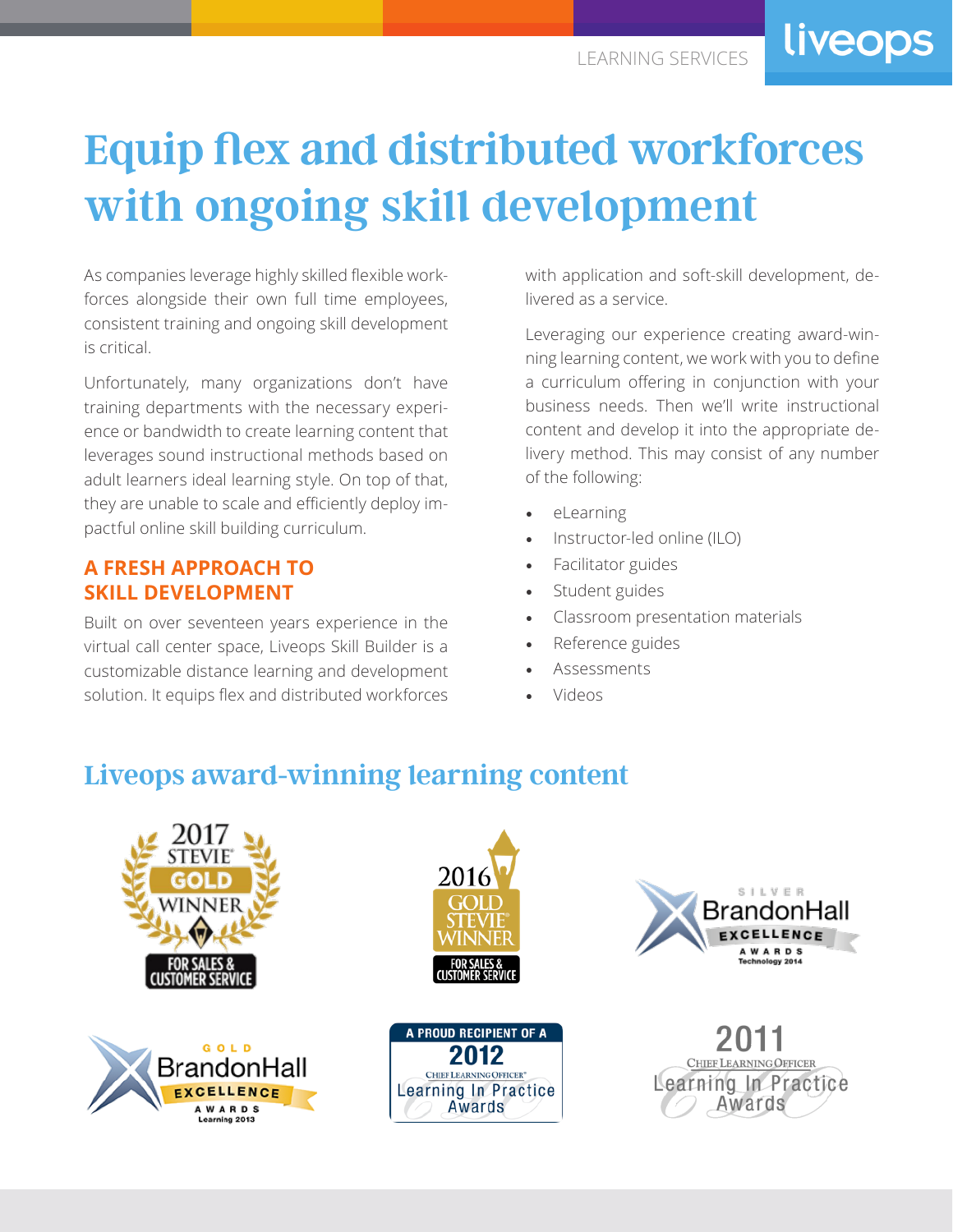# Equip flex and distributed workforces with ongoing skill development

As companies leverage highly skilled flexible workforces alongside their own full time employees, consistent training and ongoing skill development is critical.

Unfortunately, many organizations don't have training departments with the necessary experience or bandwidth to create learning content that leverages sound instructional methods based on adult learners ideal learning style. On top of that, they are unable to scale and efficiently deploy impactful online skill building curriculum.

## A FRESH APPROACH TO SKILL DEVELOPMENT

Built on over seventeen years experience in the virtual call center space, Liveops Skill Builder is a customizable distance learning and development solution. It equips flex and distributed workforces with application and soft-skill development, delivered as a service.

Leveraging our experience creating award-winning learning content, we work with you to define a curriculum offering in conjunction with your business needs. Then we'll write instructional content and develop it into the appropriate delivery method. This may consist of any number of the following:

- eLearning
- Instructor-led online (ILO)
- Facilitator guides
- Student guides
- Classroom presentation materials
- Reference guides
- Assessments
- Videos

## Liveops award-winning learning content

2017 STEVIE GOLD WINNER FOR SALES & CUSTOMER SERVICE

2016 GOLD STEVIE WINNER FOR SALES & CUSTOMER SERVICE

SILVER BrandonHall EXCELLENCE AWARDS Technology 2014

GOLD BrandonHall EXCELLENCE AWARDS Learning 2013

A PROUD RECIPIENT OF A 2012 CHIEF LEARNING OFFICER Learning In Practice Awards

2011 CHIEF LEARNING OFFICER Learning In Practice Awards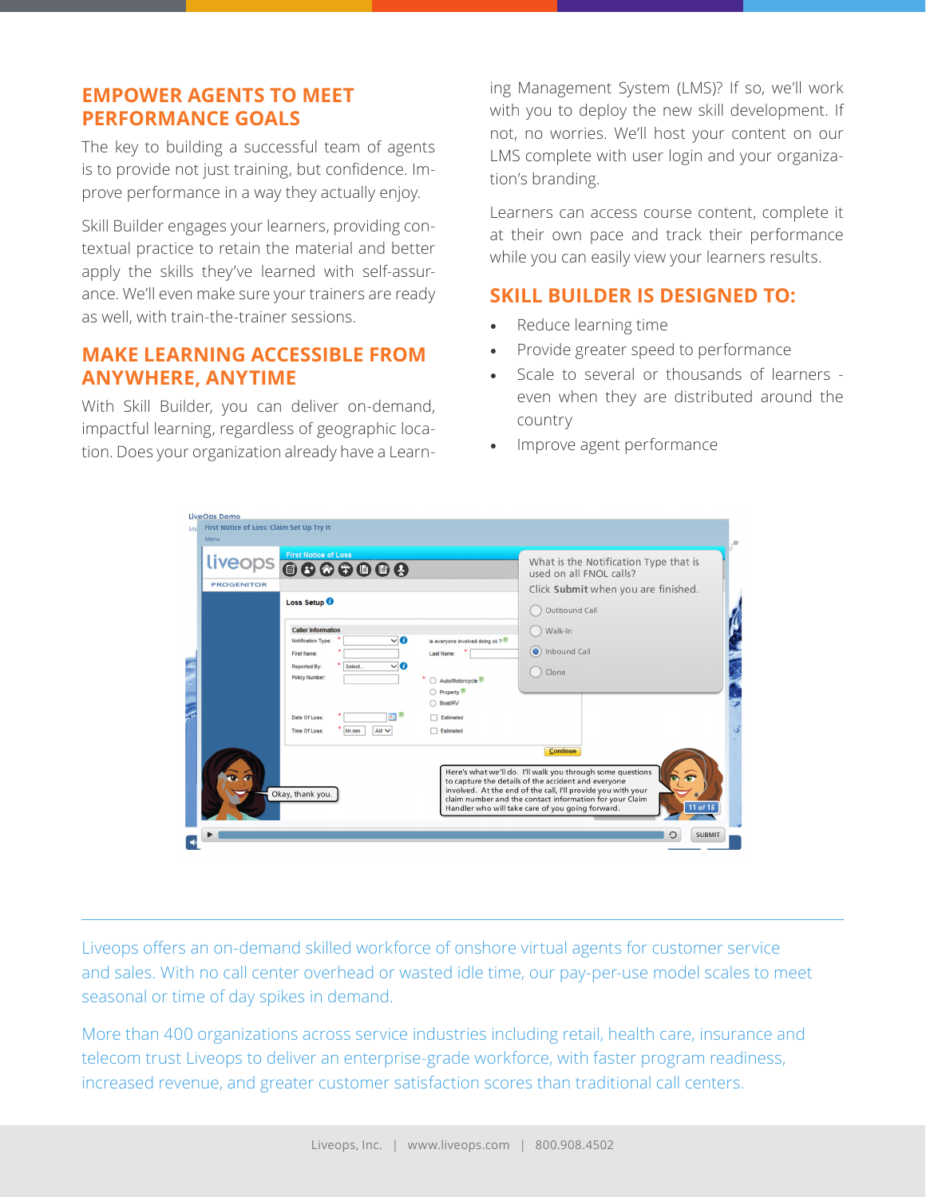## EMPOWER AGENTS TO MEET PERFORMANCE GOALS

The key to building a successful team of agents is to provide not just training, but confidence. Improve performance in a way they actually enjoy.

Skill Builder engages your learners, providing contextual practice to retain the material and better apply the skills they've learned with self-assurance. We'll even make sure your trainers are ready as well, with train-the-trainer sessions.

## MAKE LEARNING ACCESSIBLE FROM ANYWHERE, ANYTIME

With Skill Builder, you can deliver on-demand, impactful learning, regardless of geographic location. Does your organization already have a Learning Management System (LMS)? If so, we'll work with you to deploy the new skill development. If not, no worries. We'll host your content on our LMS complete with user login and your organization's branding.

Learners can access course content, complete it at their own pace and track their performance while you can easily view your learners results.

## SKILL BUILDER IS DESIGNED TO:

- Reduce learning time
- Provide greater speed to performance
- Scale to several or thousands of learners - even when they are distributed around the country
- Improve agent performance

---

Liveops offers an on-demand skilled workforce of onshore virtual agents for customer service and sales. With no call center overhead or wasted idle time, our pay-per-use model scales to meet seasonal or time of day spikes in demand.

More than 400 organizations across service industries including retail, health care, insurance and telecom trust Liveops to deliver an enterprise-grade workforce, with faster program readiness, increased revenue, and greater customer satisfaction scores than traditional call centers.

Liveops, Inc. | www.liveops.com | 800.908.4502